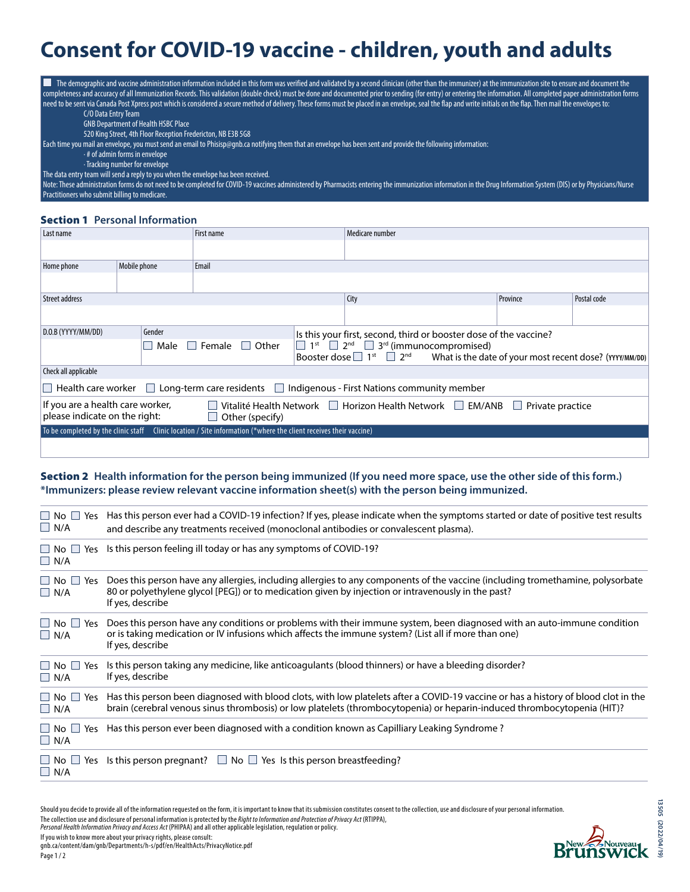# Consent for COVID-19 vaccine - children, youth and adults

☐ The demographic and vaccine administration information included in this form was verified and validated by a second clinician (other than the immunizer) at the immunization site to ensure and document the completeness and accuracy of all Immunization Records. This validation (double check) must be done and documented prior to sending (for entry) or entering the information. All completed paper administration forms need to be sent via Canada Post Xpress post which is considered a secure method of delivery. These forms must be placed in an envelope, seal the flap and write initials on the flap. Then mail the envelopes to:

C/O Data Entry Team
GNB Department of Health HSBC Place
520 King Street, 4th Floor Reception Fredericton, NB E3B 5G8

Each time you mail an envelope, you must send an email to Phisisp@gnb.ca notifying them that an envelope has been sent and provide the following information:

- # of admin forms in envelope
- Tracking number for envelope

The data entry team will send a reply to you when the envelope has been received.

Note: These administration forms do not need to be completed for COVID-19 vaccines administered by Pharmacists entering the immunization information in the Drug Information System (DIS) or by Physicians/Nurse Practitioners who submit billing to medicare.

## Section 1 Personal Information

| Last name | | First name | Medicare number | | |
|---|---|---|---|---|---|
| | | | | | |
| Home phone | Mobile phone | Email | | | |
| | | | | | |
| Street address | | | City | Province | Postal code |
| | | | | | |

| D.O.B (YYYY/MM/DD) | Gender | Is this your first, second, third or booster dose of the vaccine? |
|---|---|---|
| | ☐ Male ☐ Female ☐ Other | ☐ 1st ☐ 2nd ☐ 3rd (immunocompromised)<br>Booster dose ☐ 1st ☐ 2nd What is the date of your most recent dose? (YYYY/MM/DD) |

Check all applicable

☐ Health care worker ☐ Long-term care residents ☐ Indigenous - First Nations community member

If you are a health care worker, please indicate on the right: ☐ Vitalité Health Network ☐ Horizon Health Network ☐ EM/ANB ☐ Private practice ☐ Other (specify)

To be completed by the clinic staff Clinic location / Site information (*where the client receives their vaccine)

## Section 2 Health information for the person being immunized (If you need more space, use the other side of this form.)

**\*Immunizers: please review relevant vaccine information sheet(s) with the person being immunized.**

| Answer | Question |
|---|---|
| ☐ No ☐ Yes ☐ N/A | Has this person ever had a COVID-19 infection? If yes, please indicate when the symptoms started or date of positive test results and describe any treatments received (monoclonal antibodies or convalescent plasma). |
| ☐ No ☐ Yes ☐ N/A | Is this person feeling ill today or has any symptoms of COVID-19? |
| ☐ No ☐ Yes ☐ N/A | Does this person have any allergies, including allergies to any components of the vaccine (including tromethamine, polysorbate 80 or polyethylene glycol [PEG]) or to medication given by injection or intravenously in the past?<br>If yes, describe |
| ☐ No ☐ Yes ☐ N/A | Does this person have any conditions or problems with their immune system, been diagnosed with an auto-immune condition or is taking medication or IV infusions which affects the immune system? (List all if more than one)<br>If yes, describe |
| ☐ No ☐ Yes ☐ N/A | Is this person taking any medicine, like anticoagulants (blood thinners) or have a bleeding disorder?<br>If yes, describe |
| ☐ No ☐ Yes ☐ N/A | Has this person been diagnosed with blood clots, with low platelets after a COVID-19 vaccine or has a history of blood clot in the brain (cerebral venous sinus thrombosis) or low platelets (thrombocytopenia) or heparin-induced thrombocytopenia (HIT)? |
| ☐ No ☐ Yes ☐ N/A | Has this person ever been diagnosed with a condition known as Capilliary Leaking Syndrome ? |
| ☐ No ☐ Yes ☐ N/A | Is this person pregnant? ☐ No ☐ Yes Is this person breastfeeding? |

Should you decide to provide all of the information requested on the form, it is important to know that its submission constitutes consent to the collection, use and disclosure of your personal information.

The collection use and disclosure of personal information is protected by the *Right to Information and Protection of Privacy Act* (RTIPPA), *Personal Health Information Privacy and Access Act* (PHIPAA) and all other applicable legislation, regulation or policy.

If you wish to know more about your privacy rights, please consult:
gnb.ca/content/dam/gnb/Departments/h-s/pdf/en/HealthActs/PrivacyNotice.pdf

13505 (2022/04/19)

New Brunswick / Nouveau Brunswick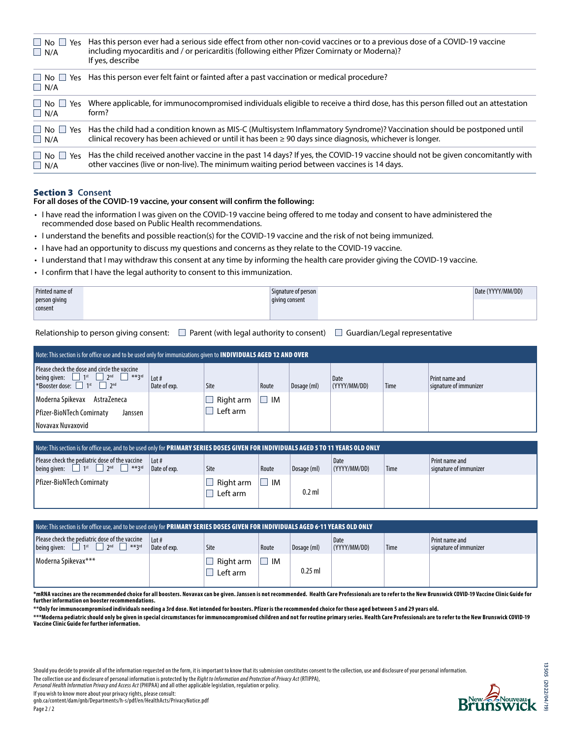| | |
|---|---|
| ☐ No ☐ Yes ☐ N/A | Has this person ever had a serious side effect from other non-covid vaccines or to a previous dose of a COVID-19 vaccine including myocarditis and / or pericarditis (following either Pfizer Comirnaty or Moderna)? If yes, describe |
| ☐ No ☐ Yes ☐ N/A | Has this person ever felt faint or fainted after a past vaccination or medical procedure? |
| ☐ No ☐ Yes ☐ N/A | Where applicable, for immunocompromised individuals eligible to receive a third dose, has this person filled out an attestation form? |
| ☐ No ☐ Yes ☐ N/A | Has the child had a condition known as MIS-C (Multisystem Inflammatory Syndrome)? Vaccination should be postponed until clinical recovery has been achieved or until it has been ≥ 90 days since diagnosis, whichever is longer. |
| ☐ No ☐ Yes ☐ N/A | Has the child received another vaccine in the past 14 days? If yes, the COVID-19 vaccine should not be given concomitantly with other vaccines (live or non-live). The minimum waiting period between vaccines is 14 days. |

## Section 3 Consent

**For all doses of the COVID-19 vaccine, your consent will confirm the following:**

- I have read the information I was given on the COVID-19 vaccine being offered to me today and consent to have administered the recommended dose based on Public Health recommendations.
- I understand the benefits and possible reaction(s) for the COVID-19 vaccine and the risk of not being immunized.
- I have had an opportunity to discuss my questions and concerns as they relate to the COVID-19 vaccine.
- I understand that I may withdraw this consent at any time by informing the health care provider giving the COVID-19 vaccine.
- I confirm that I have the legal authority to consent to this immunization.

| Printed name of person giving consent | | Signature of person giving consent | | Date (YYYY/MM/DD) |
|---|---|---|---|---|
| | | | | |

Relationship to person giving consent: ☐ Parent (with legal authority to consent) ☐ Guardian/Legal representative

Note: This section is for office use and to be used only for immunizations given to **INDIVIDUALS AGED 12 AND OVER**

| Please check the dose and circle the vaccine being given: ☐ 1st ☐ 2nd ☐ **3rd *Booster dose: ☐ 1st ☐ 2nd | Lot # Date of exp. | Site | Route | Dosage (ml) | Date (YYYY/MM/DD) | Time | Print name and signature of immunizer |
|---|---|---|---|---|---|---|---|
| Moderna Spikevax AstraZeneca<br>Pfizer-BioNTech Comirnaty Janssen<br>Novavax Nuvaxovid | | ☐ Right arm<br>☐ Left arm | ☐ IM | | | | |

Note: This section is for office use, and to be used only for **PRIMARY SERIES DOSES GIVEN FOR INDIVIDUALS AGED 5 TO 11 YEARS OLD ONLY**

| Please check the pediatric dose of the vaccine being given: ☐ 1st ☐ 2nd ☐ **3rd | Lot # Date of exp. | Site | Route | Dosage (ml) | Date (YYYY/MM/DD) | Time | Print name and signature of immunizer |
|---|---|---|---|---|---|---|---|
| Pfizer-BioNTech Comirnaty | | ☐ Right arm<br>☐ Left arm | ☐ IM | 0.2 ml | | | |

Note: This section is for office use, and to be used only for **PRIMARY SERIES DOSES GIVEN FOR INDIVIDUALS AGED 6-11 YEARS OLD ONLY**

| Please check the pediatric dose of the vaccine being given: ☐ 1st ☐ 2nd ☐ **3rd | Lot # Date of exp. | Site | Route | Dosage (ml) | Date (YYYY/MM/DD) | Time | Print name and signature of immunizer |
|---|---|---|---|---|---|---|---|
| Moderna Spikevax*** | | ☐ Right arm<br>☐ Left arm | ☐ IM | 0.25 ml | | | |

**\*mRNA vaccines are the recommended choice for all boosters. Novavax can be given. Janssen is not recommended. Health Care Professionals are to refer to the New Brunswick COVID-19 Vaccine Clinic Guide for further information on booster recommendations.**

**\*\*Only for immunocompromised individuals needing a 3rd dose. Not intended for boosters. Pfizer is the recommended choice for those aged between 5 and 29 years old.**

**\*\*\*Moderna pediatric should only be given in special circumstances for immunocompromised children and not for routine primary series. Health Care Professionals are to refer to the New Brunswick COVID-19 Vaccine Clinic Guide for further information.**

Should you decide to provide all of the information requested on the form, it is important to know that its submission constitutes consent to the collection, use and disclosure of your personal information.
The collection use and disclosure of personal information is protected by the *Right to Information and Protection of Privacy Act* (RTIPPA), *Personal Health Information Privacy and Access Act* (PHIPAA) and all other applicable legislation, regulation or policy.
If you wish to know more about your privacy rights, please consult:
gnb.ca/content/dam/gnb/Departments/h-s/pdf/en/HealthActs/PrivacyNotice.pdf

New Nouveau Brunswick

13505 (2022/04/19)